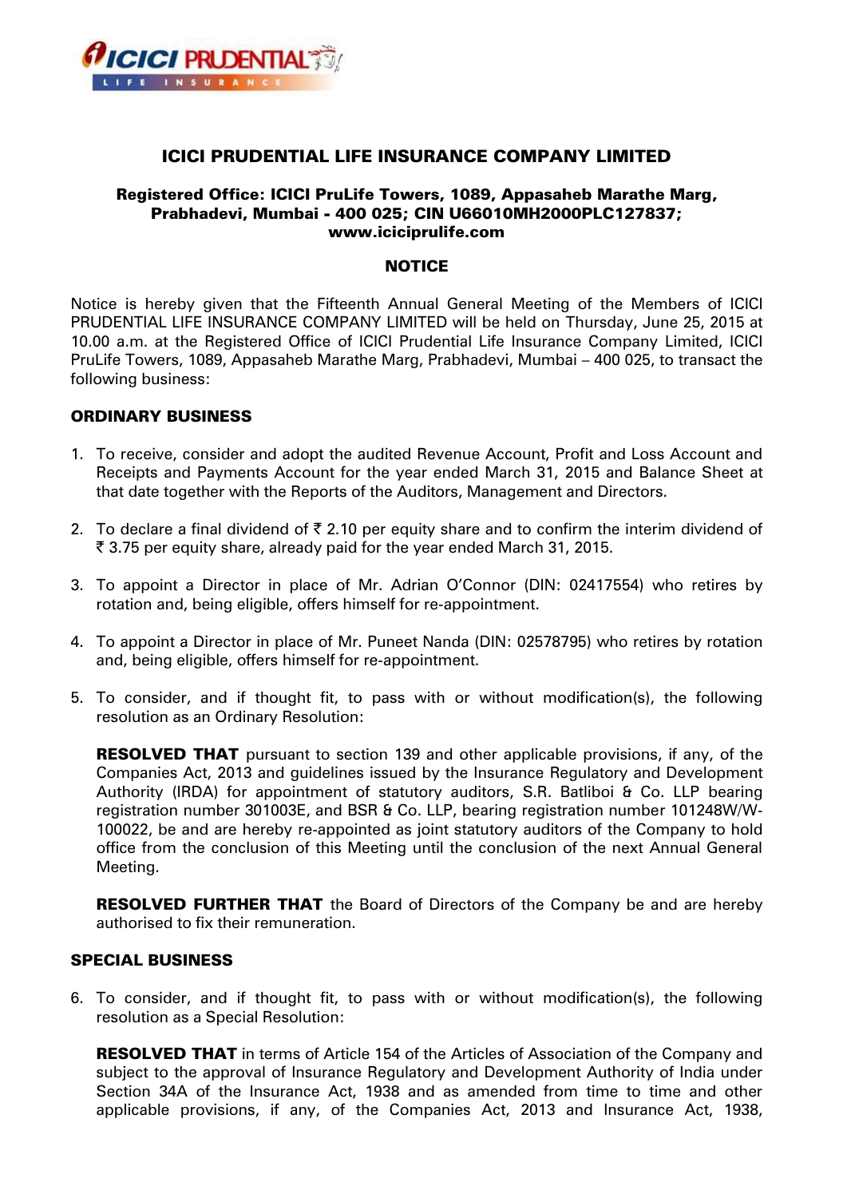# ICICI PRUDENTIAL LIFE INSURANCE COMPANY LIMITED

**Registered Office: ICICI PruLife Towers, 1089, Appasaheb Marathe Marg, Prabhadevi, Mumbai - 400 025; CIN U66010MH2000PLC127837; www.iciciprulife.com**

## NOTICE

Notice is hereby given that the Fifteenth Annual General Meeting of the Members of ICICI PRUDENTIAL LIFE INSURANCE COMPANY LIMITED will be held on Thursday, June 25, 2015 at 10.00 a.m. at the Registered Office of ICICI Prudential Life Insurance Company Limited, ICICI PruLife Towers, 1089, Appasaheb Marathe Marg, Prabhadevi, Mumbai – 400 025, to transact the following business:

### ORDINARY BUSINESS

1. To receive, consider and adopt the audited Revenue Account, Profit and Loss Account and Receipts and Payments Account for the year ended March 31, 2015 and Balance Sheet at that date together with the Reports of the Auditors, Management and Directors.

2. To declare a final dividend of ₹ 2.10 per equity share and to confirm the interim dividend of ₹ 3.75 per equity share, already paid for the year ended March 31, 2015.

3. To appoint a Director in place of Mr. Adrian O'Connor (DIN: 02417554) who retires by rotation and, being eligible, offers himself for re-appointment.

4. To appoint a Director in place of Mr. Puneet Nanda (DIN: 02578795) who retires by rotation and, being eligible, offers himself for re-appointment.

5. To consider, and if thought fit, to pass with or without modification(s), the following resolution as an Ordinary Resolution:

   **RESOLVED THAT** pursuant to section 139 and other applicable provisions, if any, of the Companies Act, 2013 and guidelines issued by the Insurance Regulatory and Development Authority (IRDA) for appointment of statutory auditors, S.R. Batliboi & Co. LLP bearing registration number 301003E, and BSR & Co. LLP, bearing registration number 101248W/W-100022, be and are hereby re-appointed as joint statutory auditors of the Company to hold office from the conclusion of this Meeting until the conclusion of the next Annual General Meeting.

   **RESOLVED FURTHER THAT** the Board of Directors of the Company be and are hereby authorised to fix their remuneration.

### SPECIAL BUSINESS

6. To consider, and if thought fit, to pass with or without modification(s), the following resolution as a Special Resolution:

   **RESOLVED THAT** in terms of Article 154 of the Articles of Association of the Company and subject to the approval of Insurance Regulatory and Development Authority of India under Section 34A of the Insurance Act, 1938 and as amended from time to time and other applicable provisions, if any, of the Companies Act, 2013 and Insurance Act, 1938,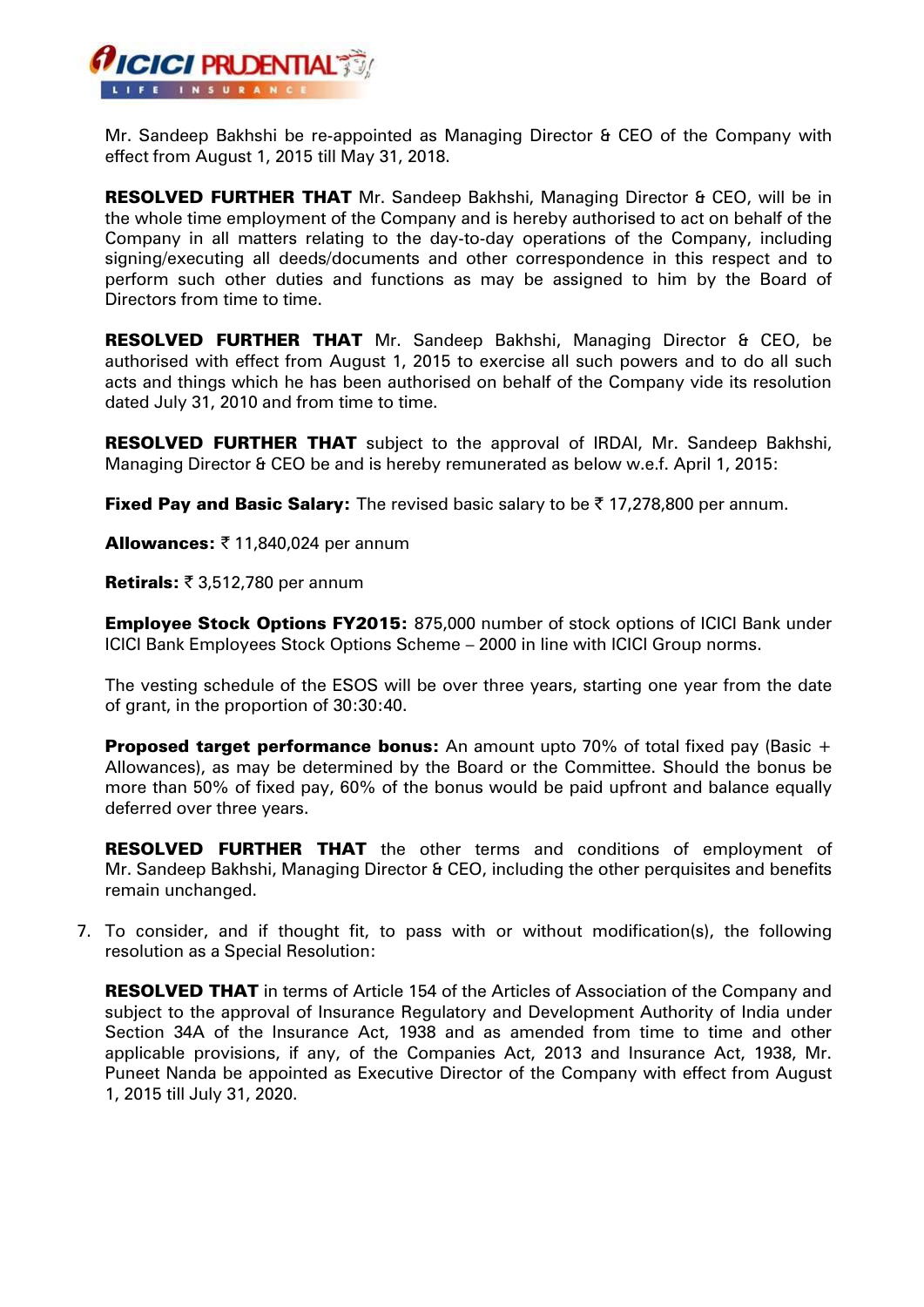Mr. Sandeep Bakhshi be re-appointed as Managing Director & CEO of the Company with effect from August 1, 2015 till May 31, 2018.

**RESOLVED FURTHER THAT** Mr. Sandeep Bakhshi, Managing Director & CEO, will be in the whole time employment of the Company and is hereby authorised to act on behalf of the Company in all matters relating to the day-to-day operations of the Company, including signing/executing all deeds/documents and other correspondence in this respect and to perform such other duties and functions as may be assigned to him by the Board of Directors from time to time.

**RESOLVED FURTHER THAT** Mr. Sandeep Bakhshi, Managing Director & CEO, be authorised with effect from August 1, 2015 to exercise all such powers and to do all such acts and things which he has been authorised on behalf of the Company vide its resolution dated July 31, 2010 and from time to time.

**RESOLVED FURTHER THAT** subject to the approval of IRDAI, Mr. Sandeep Bakhshi, Managing Director & CEO be and is hereby remunerated as below w.e.f. April 1, 2015:

**Fixed Pay and Basic Salary:** The revised basic salary to be ₹ 17,278,800 per annum.

**Allowances:** ₹ 11,840,024 per annum

**Retirals:** ₹ 3,512,780 per annum

**Employee Stock Options FY2015:** 875,000 number of stock options of ICICI Bank under ICICI Bank Employees Stock Options Scheme – 2000 in line with ICICI Group norms.

The vesting schedule of the ESOS will be over three years, starting one year from the date of grant, in the proportion of 30:30:40.

**Proposed target performance bonus:** An amount upto 70% of total fixed pay (Basic + Allowances), as may be determined by the Board or the Committee. Should the bonus be more than 50% of fixed pay, 60% of the bonus would be paid upfront and balance equally deferred over three years.

**RESOLVED FURTHER THAT** the other terms and conditions of employment of Mr. Sandeep Bakhshi, Managing Director & CEO, including the other perquisites and benefits remain unchanged.

7. To consider, and if thought fit, to pass with or without modification(s), the following resolution as a Special Resolution:

   **RESOLVED THAT** in terms of Article 154 of the Articles of Association of the Company and subject to the approval of Insurance Regulatory and Development Authority of India under Section 34A of the Insurance Act, 1938 and as amended from time to time and other applicable provisions, if any, of the Companies Act, 2013 and Insurance Act, 1938, Mr. Puneet Nanda be appointed as Executive Director of the Company with effect from August 1, 2015 till July 31, 2020.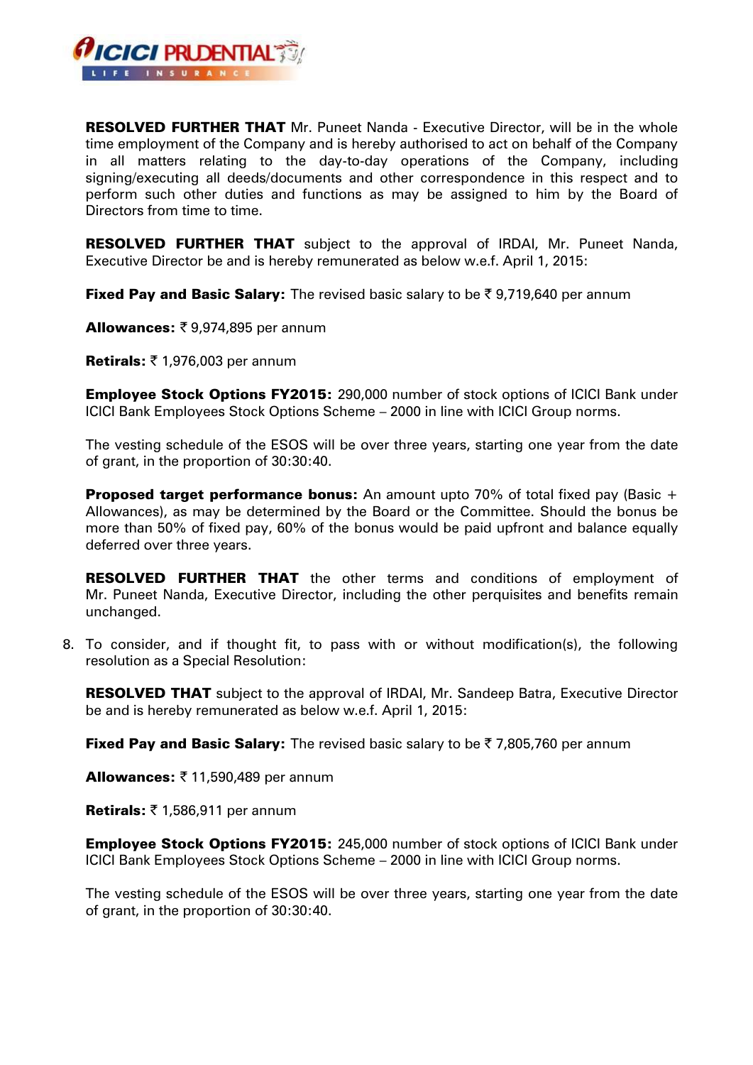**RESOLVED FURTHER THAT** Mr. Puneet Nanda - Executive Director, will be in the whole time employment of the Company and is hereby authorised to act on behalf of the Company in all matters relating to the day-to-day operations of the Company, including signing/executing all deeds/documents and other correspondence in this respect and to perform such other duties and functions as may be assigned to him by the Board of Directors from time to time.

**RESOLVED FURTHER THAT** subject to the approval of IRDAI, Mr. Puneet Nanda, Executive Director be and is hereby remunerated as below w.e.f. April 1, 2015:

**Fixed Pay and Basic Salary:** The revised basic salary to be ₹ 9,719,640 per annum

**Allowances:** ₹ 9,974,895 per annum

**Retirals:** ₹ 1,976,003 per annum

**Employee Stock Options FY2015:** 290,000 number of stock options of ICICI Bank under ICICI Bank Employees Stock Options Scheme – 2000 in line with ICICI Group norms.

The vesting schedule of the ESOS will be over three years, starting one year from the date of grant, in the proportion of 30:30:40.

**Proposed target performance bonus:** An amount upto 70% of total fixed pay (Basic + Allowances), as may be determined by the Board or the Committee. Should the bonus be more than 50% of fixed pay, 60% of the bonus would be paid upfront and balance equally deferred over three years.

**RESOLVED FURTHER THAT** the other terms and conditions of employment of Mr. Puneet Nanda, Executive Director, including the other perquisites and benefits remain unchanged.

8. To consider, and if thought fit, to pass with or without modification(s), the following resolution as a Special Resolution:

   **RESOLVED THAT** subject to the approval of IRDAI, Mr. Sandeep Batra, Executive Director be and is hereby remunerated as below w.e.f. April 1, 2015:

   **Fixed Pay and Basic Salary:** The revised basic salary to be ₹ 7,805,760 per annum

   **Allowances:** ₹ 11,590,489 per annum

   **Retirals:** ₹ 1,586,911 per annum

   **Employee Stock Options FY2015:** 245,000 number of stock options of ICICI Bank under ICICI Bank Employees Stock Options Scheme – 2000 in line with ICICI Group norms.

   The vesting schedule of the ESOS will be over three years, starting one year from the date of grant, in the proportion of 30:30:40.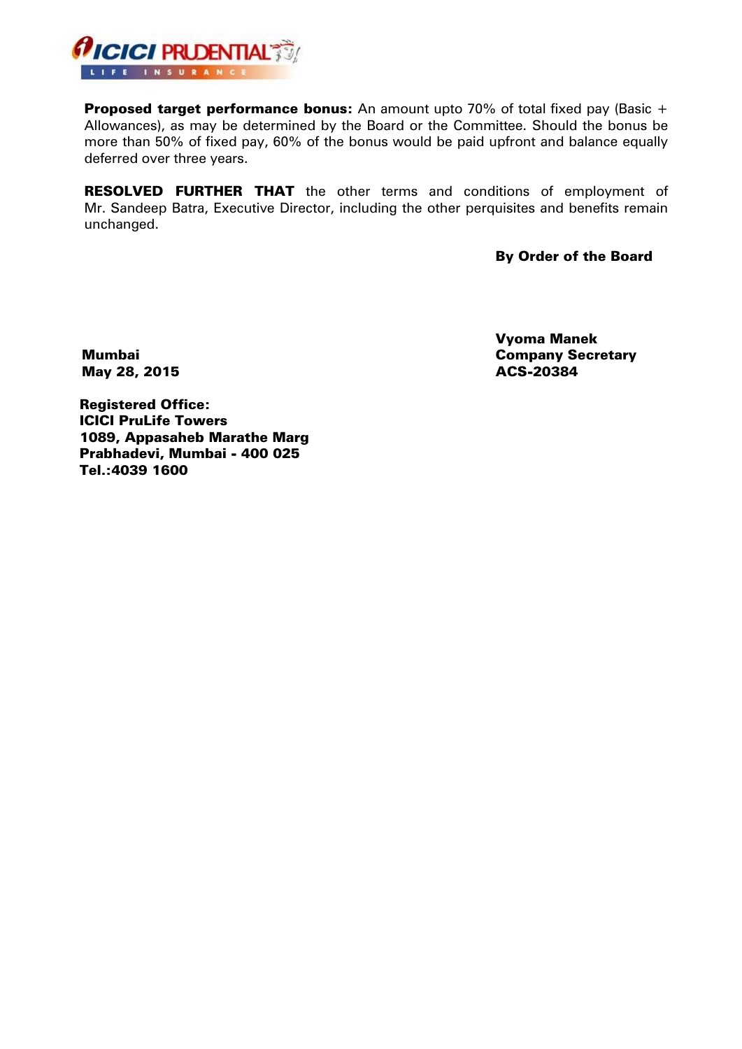**Proposed target performance bonus:** An amount upto 70% of total fixed pay (Basic + Allowances), as may be determined by the Board or the Committee. Should the bonus be more than 50% of fixed pay, 60% of the bonus would be paid upfront and balance equally deferred over three years.

**RESOLVED FURTHER THAT** the other terms and conditions of employment of Mr. Sandeep Batra, Executive Director, including the other perquisites and benefits remain unchanged.

**By Order of the Board**

**Vyoma Manek**
**Company Secretary**
**ACS-20384**

**Mumbai**
**May 28, 2015**

**Registered Office:**
**ICICI PruLife Towers**
**1089, Appasaheb Marathe Marg**
**Prabhadevi, Mumbai - 400 025**
**Tel.:4039 1600**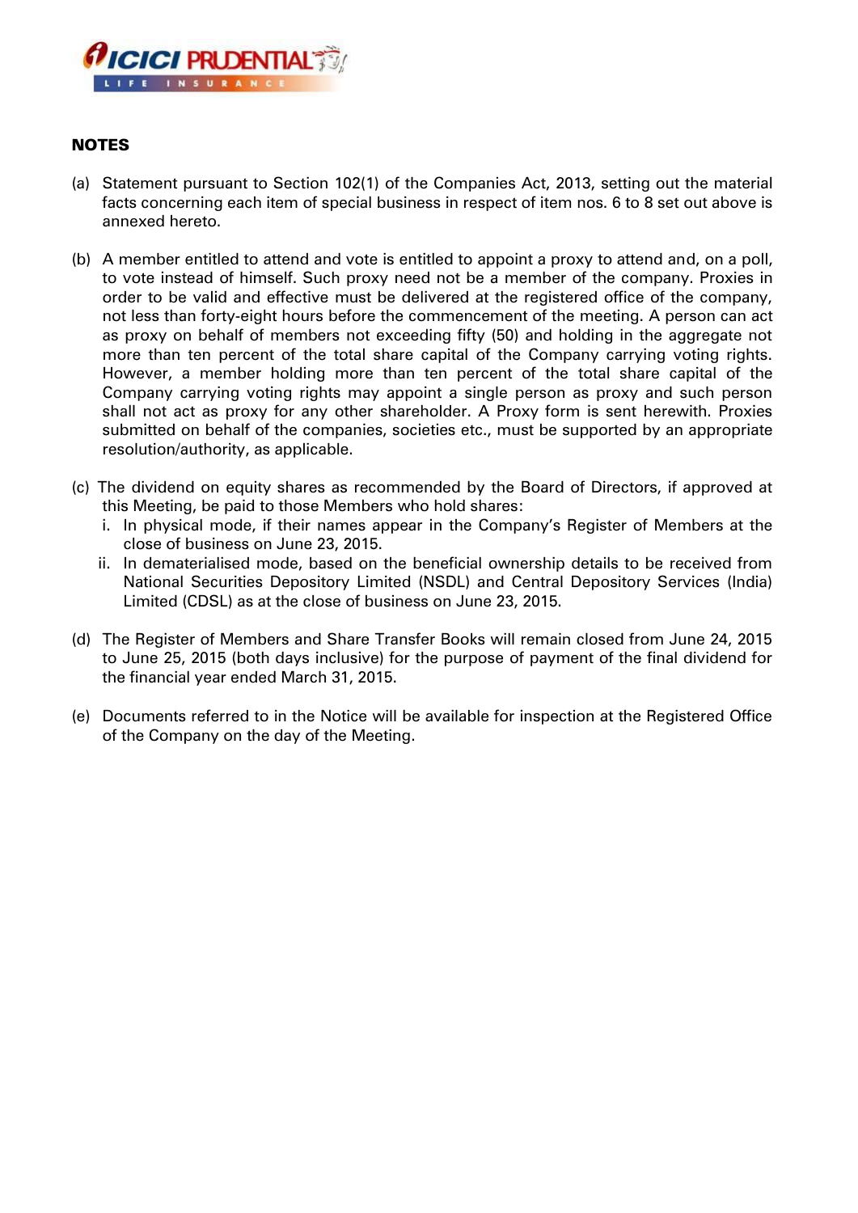## NOTES

(a) Statement pursuant to Section 102(1) of the Companies Act, 2013, setting out the material facts concerning each item of special business in respect of item nos. 6 to 8 set out above is annexed hereto.

(b) A member entitled to attend and vote is entitled to appoint a proxy to attend and, on a poll, to vote instead of himself. Such proxy need not be a member of the company. Proxies in order to be valid and effective must be delivered at the registered office of the company, not less than forty-eight hours before the commencement of the meeting. A person can act as proxy on behalf of members not exceeding fifty (50) and holding in the aggregate not more than ten percent of the total share capital of the Company carrying voting rights. However, a member holding more than ten percent of the total share capital of the Company carrying voting rights may appoint a single person as proxy and such person shall not act as proxy for any other shareholder. A Proxy form is sent herewith. Proxies submitted on behalf of the companies, societies etc., must be supported by an appropriate resolution/authority, as applicable.

(c) The dividend on equity shares as recommended by the Board of Directors, if approved at this Meeting, be paid to those Members who hold shares:

   i. In physical mode, if their names appear in the Company's Register of Members at the close of business on June 23, 2015.

   ii. In dematerialised mode, based on the beneficial ownership details to be received from National Securities Depository Limited (NSDL) and Central Depository Services (India) Limited (CDSL) as at the close of business on June 23, 2015.

(d) The Register of Members and Share Transfer Books will remain closed from June 24, 2015 to June 25, 2015 (both days inclusive) for the purpose of payment of the final dividend for the financial year ended March 31, 2015.

(e) Documents referred to in the Notice will be available for inspection at the Registered Office of the Company on the day of the Meeting.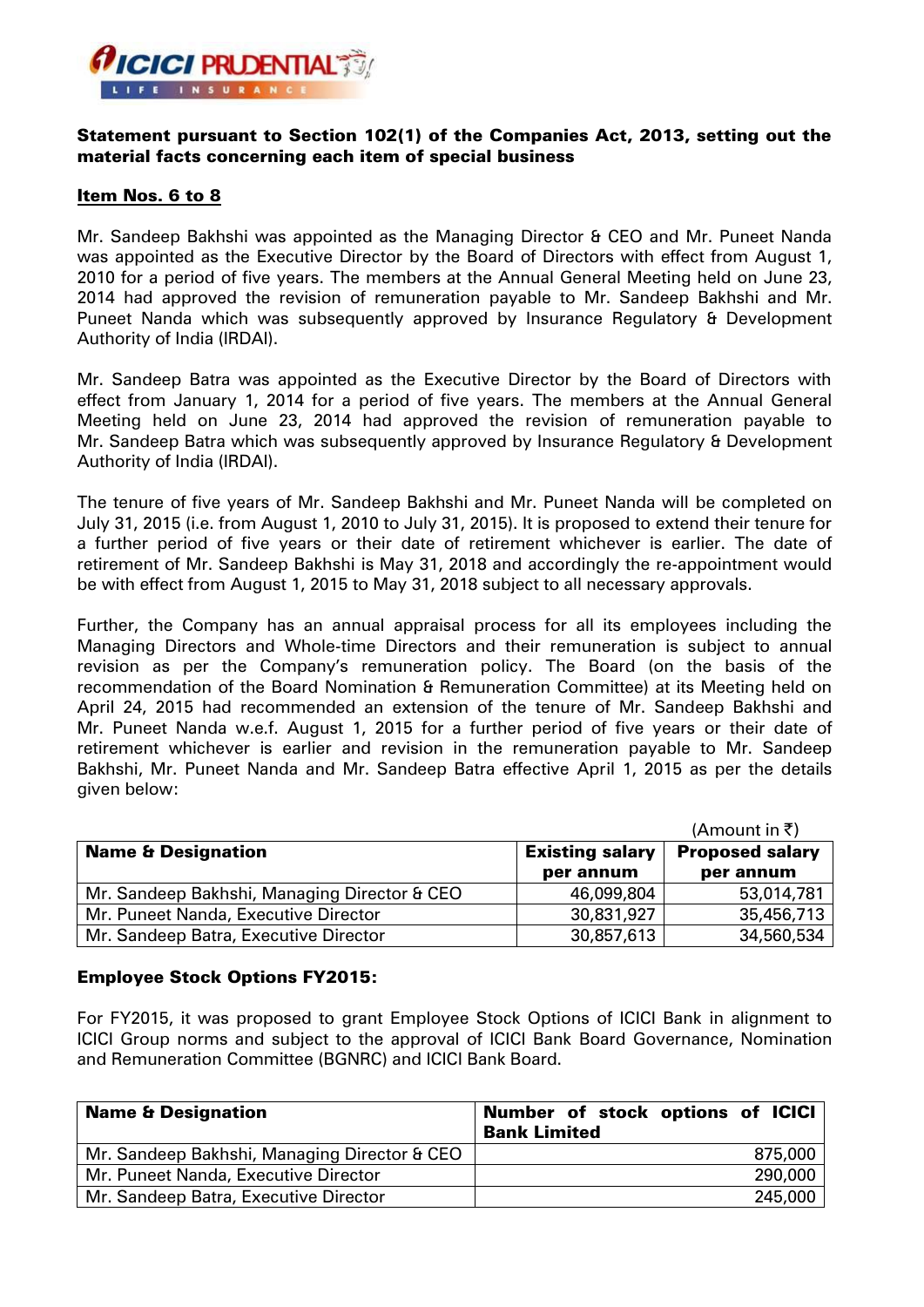**Statement pursuant to Section 102(1) of the Companies Act, 2013, setting out the material facts concerning each item of special business**

**Item Nos. 6 to 8**

Mr. Sandeep Bakhshi was appointed as the Managing Director & CEO and Mr. Puneet Nanda was appointed as the Executive Director by the Board of Directors with effect from August 1, 2010 for a period of five years. The members at the Annual General Meeting held on June 23, 2014 had approved the revision of remuneration payable to Mr. Sandeep Bakhshi and Mr. Puneet Nanda which was subsequently approved by Insurance Regulatory & Development Authority of India (IRDAI).

Mr. Sandeep Batra was appointed as the Executive Director by the Board of Directors with effect from January 1, 2014 for a period of five years. The members at the Annual General Meeting held on June 23, 2014 had approved the revision of remuneration payable to Mr. Sandeep Batra which was subsequently approved by Insurance Regulatory & Development Authority of India (IRDAI).

The tenure of five years of Mr. Sandeep Bakhshi and Mr. Puneet Nanda will be completed on July 31, 2015 (i.e. from August 1, 2010 to July 31, 2015). It is proposed to extend their tenure for a further period of five years or their date of retirement whichever is earlier. The date of retirement of Mr. Sandeep Bakhshi is May 31, 2018 and accordingly the re-appointment would be with effect from August 1, 2015 to May 31, 2018 subject to all necessary approvals.

Further, the Company has an annual appraisal process for all its employees including the Managing Directors and Whole-time Directors and their remuneration is subject to annual revision as per the Company's remuneration policy. The Board (on the basis of the recommendation of the Board Nomination & Remuneration Committee) at its Meeting held on April 24, 2015 had recommended an extension of the tenure of Mr. Sandeep Bakhshi and Mr. Puneet Nanda w.e.f. August 1, 2015 for a further period of five years or their date of retirement whichever is earlier and revision in the remuneration payable to Mr. Sandeep Bakhshi, Mr. Puneet Nanda and Mr. Sandeep Batra effective April 1, 2015 as per the details given below:

(Amount in ₹)

| Name & Designation | Existing salary per annum | Proposed salary per annum |
|---|---|---|
| Mr. Sandeep Bakhshi, Managing Director & CEO | 46,099,804 | 53,014,781 |
| Mr. Puneet Nanda, Executive Director | 30,831,927 | 35,456,713 |
| Mr. Sandeep Batra, Executive Director | 30,857,613 | 34,560,534 |

**Employee Stock Options FY2015:**

For FY2015, it was proposed to grant Employee Stock Options of ICICI Bank in alignment to ICICI Group norms and subject to the approval of ICICI Bank Board Governance, Nomination and Remuneration Committee (BGNRC) and ICICI Bank Board.

| Name & Designation | Number of stock options of ICICI Bank Limited |
|---|---|
| Mr. Sandeep Bakhshi, Managing Director & CEO | 875,000 |
| Mr. Puneet Nanda, Executive Director | 290,000 |
| Mr. Sandeep Batra, Executive Director | 245,000 |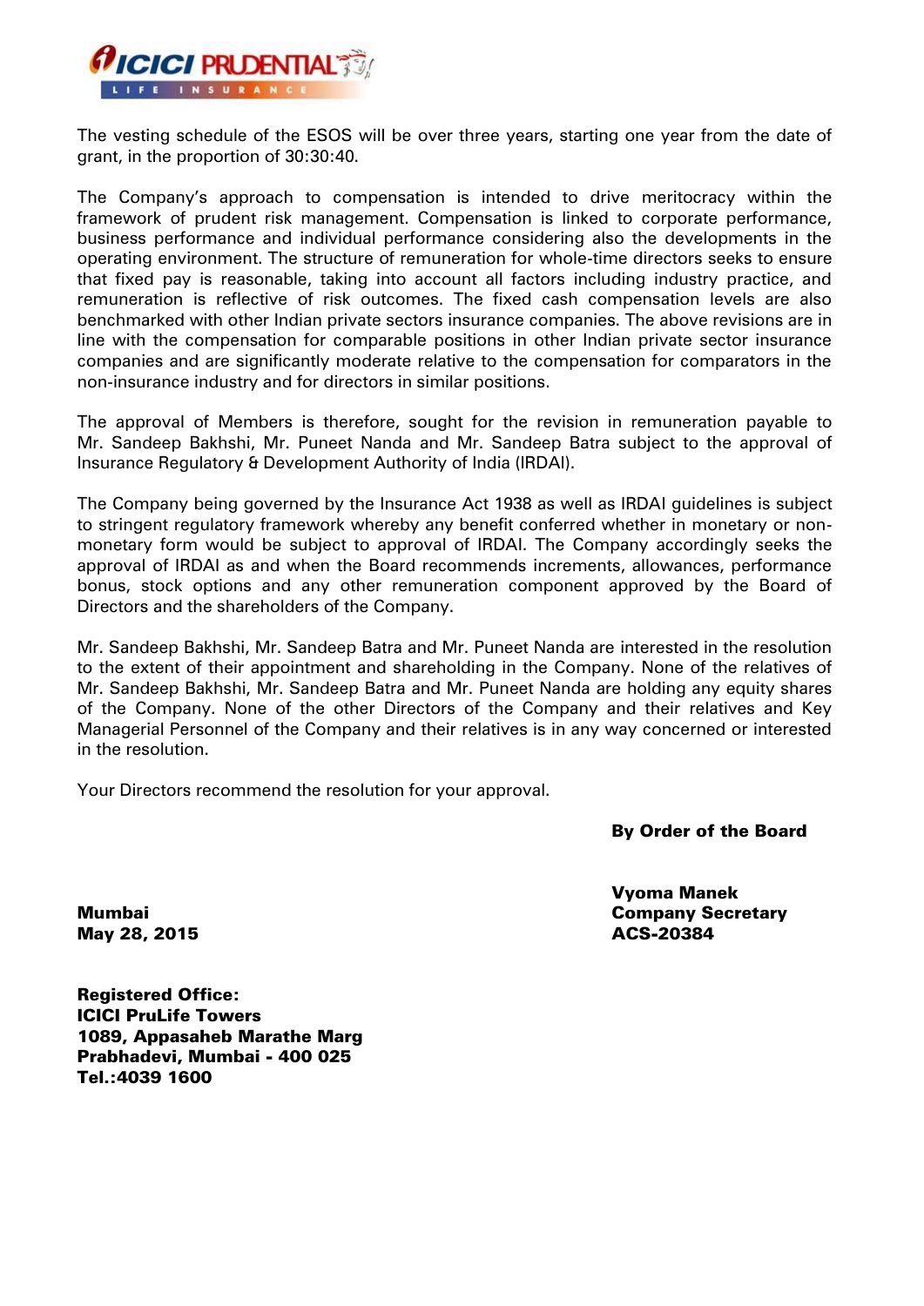The vesting schedule of the ESOS will be over three years, starting one year from the date of grant, in the proportion of 30:30:40.

The Company's approach to compensation is intended to drive meritocracy within the framework of prudent risk management. Compensation is linked to corporate performance, business performance and individual performance considering also the developments in the operating environment. The structure of remuneration for whole-time directors seeks to ensure that fixed pay is reasonable, taking into account all factors including industry practice, and remuneration is reflective of risk outcomes. The fixed cash compensation levels are also benchmarked with other Indian private sectors insurance companies. The above revisions are in line with the compensation for comparable positions in other Indian private sector insurance companies and are significantly moderate relative to the compensation for comparators in the non-insurance industry and for directors in similar positions.

The approval of Members is therefore, sought for the revision in remuneration payable to Mr. Sandeep Bakhshi, Mr. Puneet Nanda and Mr. Sandeep Batra subject to the approval of Insurance Regulatory & Development Authority of India (IRDAI).

The Company being governed by the Insurance Act 1938 as well as IRDAI guidelines is subject to stringent regulatory framework whereby any benefit conferred whether in monetary or non-monetary form would be subject to approval of IRDAI. The Company accordingly seeks the approval of IRDAI as and when the Board recommends increments, allowances, performance bonus, stock options and any other remuneration component approved by the Board of Directors and the shareholders of the Company.

Mr. Sandeep Bakhshi, Mr. Sandeep Batra and Mr. Puneet Nanda are interested in the resolution to the extent of their appointment and shareholding in the Company. None of the relatives of Mr. Sandeep Bakhshi, Mr. Sandeep Batra and Mr. Puneet Nanda are holding any equity shares of the Company. None of the other Directors of the Company and their relatives and Key Managerial Personnel of the Company and their relatives is in any way concerned or interested in the resolution.

Your Directors recommend the resolution for your approval.

**By Order of the Board**

**Vyoma Manek**
**Company Secretary**
**ACS-20384**

**Mumbai**
**May 28, 2015**

**Registered Office:**
**ICICI PruLife Towers**
**1089, Appasaheb Marathe Marg**
**Prabhadevi, Mumbai - 400 025**
**Tel.:4039 1600**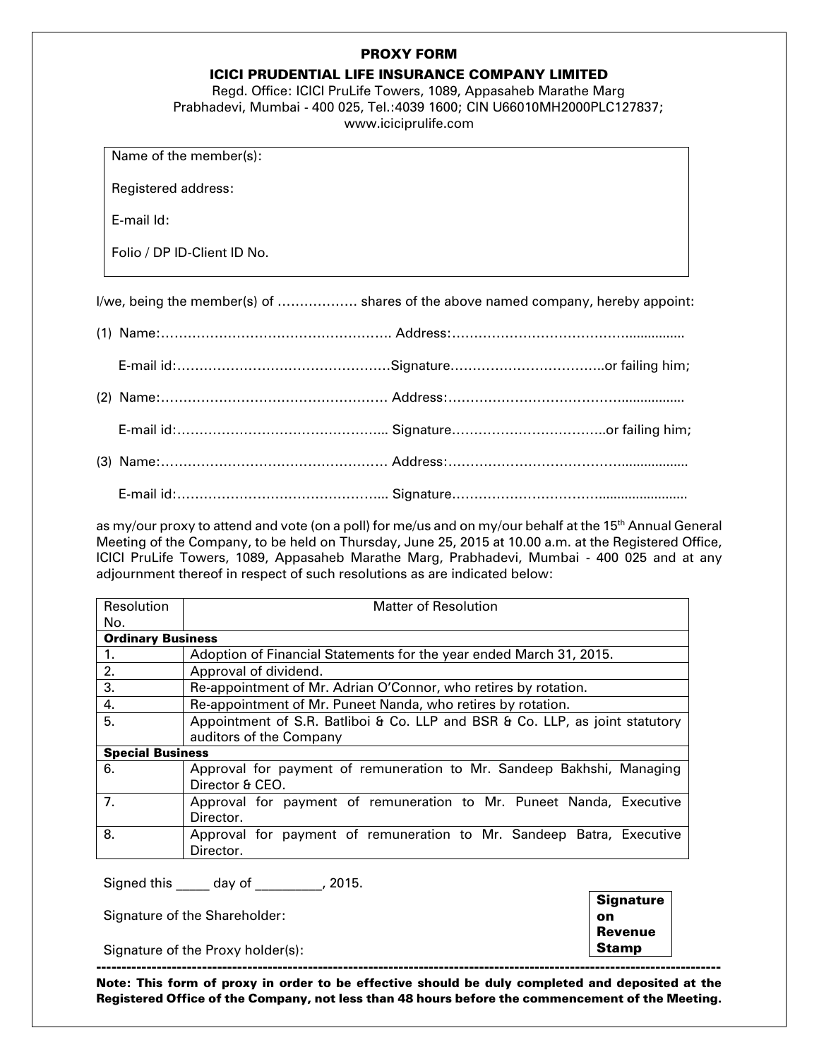# PROXY FORM

## ICICI PRUDENTIAL LIFE INSURANCE COMPANY LIMITED

Regd. Office: ICICI PruLife Towers, 1089, Appasaheb Marathe Marg
Prabhadevi, Mumbai - 400 025, Tel.:4039 1600; CIN U66010MH2000PLC127837;
www.iciciprulife.com

Name of the member(s):

Registered address:

E-mail Id:

Folio / DP ID-Client ID No.

I/we, being the member(s) of ……………… shares of the above named company, hereby appoint:

(1) Name:……………………………………………. Address:……………………………………...............

E-mail id:…………………………………………Signature……………………………..or failing him;

(2) Name:…………………………………………… Address:……………………………………................

E-mail id:………………………………………... Signature……………………………..or failing him;

(3) Name:…………………………………………… Address:……………………………………................

E-mail id:………………………………………... Signature……………………………......................

as my/our proxy to attend and vote (on a poll) for me/us and on my/our behalf at the 15th Annual General Meeting of the Company, to be held on Thursday, June 25, 2015 at 10.00 a.m. at the Registered Office, ICICI PruLife Towers, 1089, Appasaheb Marathe Marg, Prabhadevi, Mumbai - 400 025 and at any adjournment thereof in respect of such resolutions as are indicated below:

| Resolution No. | Matter of Resolution |
|---|---|
| **Ordinary Business** | |
| 1. | Adoption of Financial Statements for the year ended March 31, 2015. |
| 2. | Approval of dividend. |
| 3. | Re-appointment of Mr. Adrian O'Connor, who retires by rotation. |
| 4. | Re-appointment of Mr. Puneet Nanda, who retires by rotation. |
| 5. | Appointment of S.R. Batliboi & Co. LLP and BSR & Co. LLP, as joint statutory auditors of the Company |
| **Special Business** | |
| 6. | Approval for payment of remuneration to Mr. Sandeep Bakhshi, Managing Director & CEO. |
| 7. | Approval for payment of remuneration to Mr. Puneet Nanda, Executive Director. |
| 8. | Approval for payment of remuneration to Mr. Sandeep Batra, Executive Director. |

Signed this _____ day of _________, 2015.

Signature of the Shareholder:

Signature of the Proxy holder(s):

**Signature on Revenue Stamp**

**Note: This form of proxy in order to be effective should be duly completed and deposited at the Registered Office of the Company, not less than 48 hours before the commencement of the Meeting.**